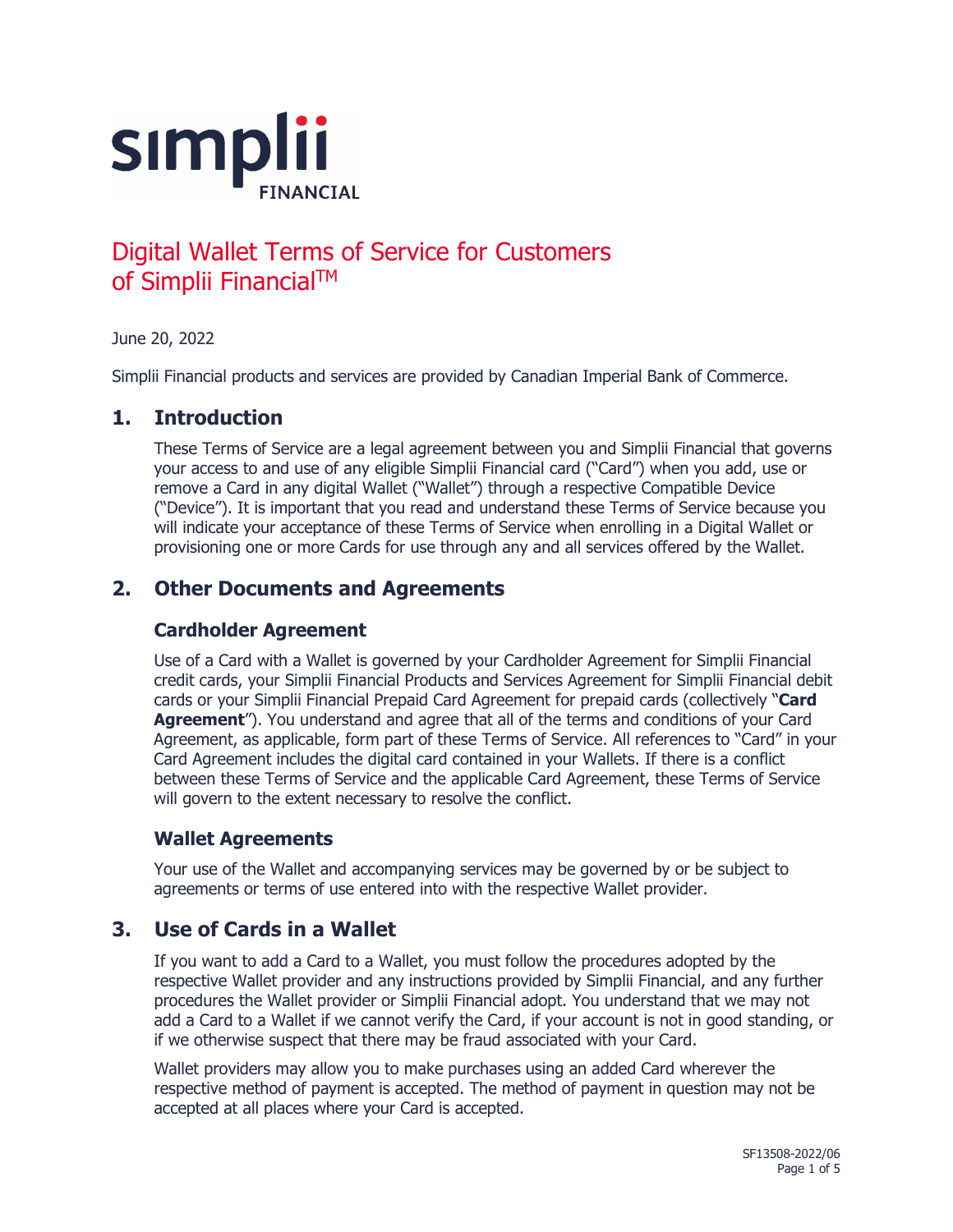# Digital Wallet Terms of Service for Customers of Simplii Financial™

June 20, 2022

Simplii Financial products and services are provided by Canadian Imperial Bank of Commerce.

## 1. Introduction

These Terms of Service are a legal agreement between you and Simplii Financial that governs your access to and use of any eligible Simplii Financial card ("Card") when you add, use or remove a Card in any digital Wallet ("Wallet") through a respective Compatible Device ("Device"). It is important that you read and understand these Terms of Service because you will indicate your acceptance of these Terms of Service when enrolling in a Digital Wallet or provisioning one or more Cards for use through any and all services offered by the Wallet.

## 2. Other Documents and Agreements

### Cardholder Agreement

Use of a Card with a Wallet is governed by your Cardholder Agreement for Simplii Financial credit cards, your Simplii Financial Products and Services Agreement for Simplii Financial debit cards or your Simplii Financial Prepaid Card Agreement for prepaid cards (collectively "**Card Agreement**"). You understand and agree that all of the terms and conditions of your Card Agreement, as applicable, form part of these Terms of Service. All references to "Card" in your Card Agreement includes the digital card contained in your Wallets. If there is a conflict between these Terms of Service and the applicable Card Agreement, these Terms of Service will govern to the extent necessary to resolve the conflict.

### Wallet Agreements

Your use of the Wallet and accompanying services may be governed by or be subject to agreements or terms of use entered into with the respective Wallet provider.

## 3. Use of Cards in a Wallet

If you want to add a Card to a Wallet, you must follow the procedures adopted by the respective Wallet provider and any instructions provided by Simplii Financial, and any further procedures the Wallet provider or Simplii Financial adopt. You understand that we may not add a Card to a Wallet if we cannot verify the Card, if your account is not in good standing, or if we otherwise suspect that there may be fraud associated with your Card.

Wallet providers may allow you to make purchases using an added Card wherever the respective method of payment is accepted. The method of payment in question may not be accepted at all places where your Card is accepted.

SF13508-2022/06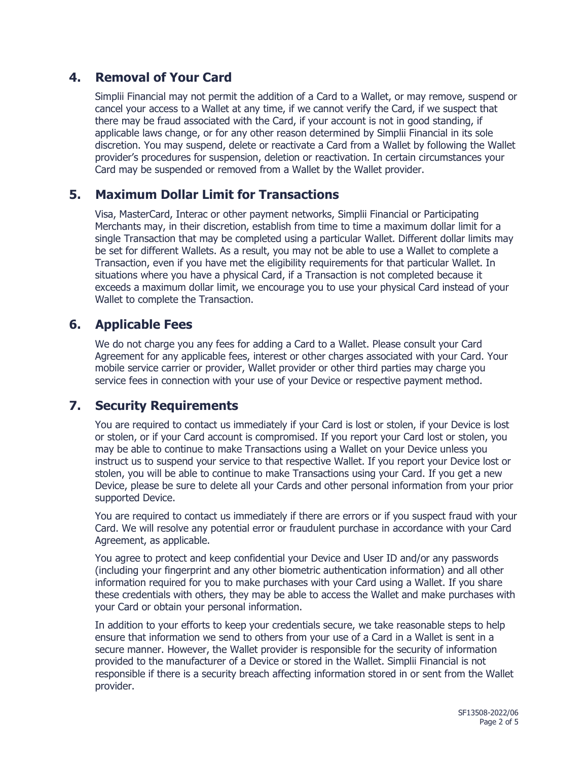## 4. Removal of Your Card

Simplii Financial may not permit the addition of a Card to a Wallet, or may remove, suspend or cancel your access to a Wallet at any time, if we cannot verify the Card, if we suspect that there may be fraud associated with the Card, if your account is not in good standing, if applicable laws change, or for any other reason determined by Simplii Financial in its sole discretion. You may suspend, delete or reactivate a Card from a Wallet by following the Wallet provider's procedures for suspension, deletion or reactivation. In certain circumstances your Card may be suspended or removed from a Wallet by the Wallet provider.

## 5. Maximum Dollar Limit for Transactions

Visa, MasterCard, Interac or other payment networks, Simplii Financial or Participating Merchants may, in their discretion, establish from time to time a maximum dollar limit for a single Transaction that may be completed using a particular Wallet. Different dollar limits may be set for different Wallets. As a result, you may not be able to use a Wallet to complete a Transaction, even if you have met the eligibility requirements for that particular Wallet. In situations where you have a physical Card, if a Transaction is not completed because it exceeds a maximum dollar limit, we encourage you to use your physical Card instead of your Wallet to complete the Transaction.

## 6. Applicable Fees

We do not charge you any fees for adding a Card to a Wallet. Please consult your Card Agreement for any applicable fees, interest or other charges associated with your Card. Your mobile service carrier or provider, Wallet provider or other third parties may charge you service fees in connection with your use of your Device or respective payment method.

## 7. Security Requirements

You are required to contact us immediately if your Card is lost or stolen, if your Device is lost or stolen, or if your Card account is compromised. If you report your Card lost or stolen, you may be able to continue to make Transactions using a Wallet on your Device unless you instruct us to suspend your service to that respective Wallet. If you report your Device lost or stolen, you will be able to continue to make Transactions using your Card. If you get a new Device, please be sure to delete all your Cards and other personal information from your prior supported Device.

You are required to contact us immediately if there are errors or if you suspect fraud with your Card. We will resolve any potential error or fraudulent purchase in accordance with your Card Agreement, as applicable.

You agree to protect and keep confidential your Device and User ID and/or any passwords (including your fingerprint and any other biometric authentication information) and all other information required for you to make purchases with your Card using a Wallet. If you share these credentials with others, they may be able to access the Wallet and make purchases with your Card or obtain your personal information.

In addition to your efforts to keep your credentials secure, we take reasonable steps to help ensure that information we send to others from your use of a Card in a Wallet is sent in a secure manner. However, the Wallet provider is responsible for the security of information provided to the manufacturer of a Device or stored in the Wallet. Simplii Financial is not responsible if there is a security breach affecting information stored in or sent from the Wallet provider.

SF13508-2022/06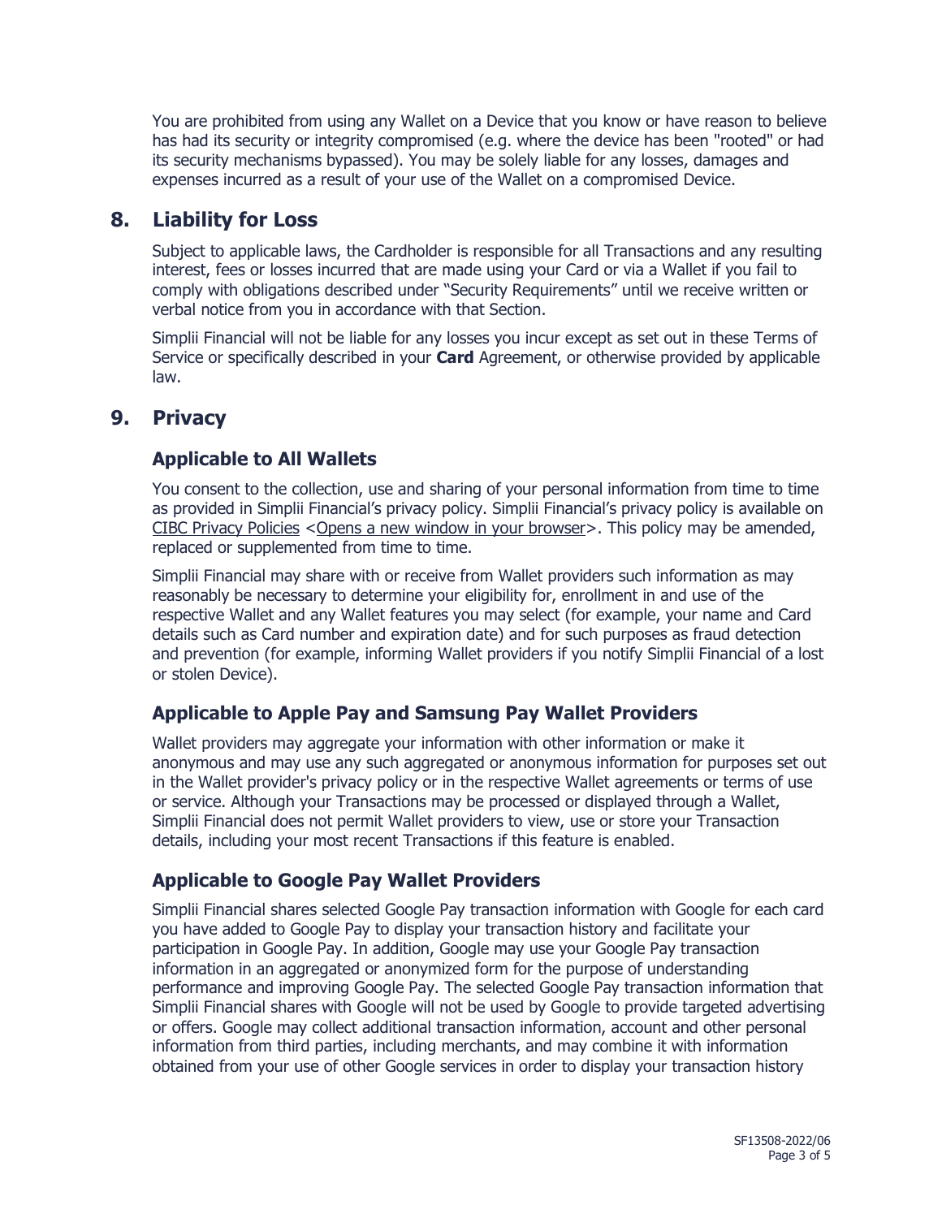You are prohibited from using any Wallet on a Device that you know or have reason to believe has had its security or integrity compromised (e.g. where the device has been "rooted" or had its security mechanisms bypassed). You may be solely liable for any losses, damages and expenses incurred as a result of your use of the Wallet on a compromised Device.

## 8. Liability for Loss

Subject to applicable laws, the Cardholder is responsible for all Transactions and any resulting interest, fees or losses incurred that are made using your Card or via a Wallet if you fail to comply with obligations described under "Security Requirements" until we receive written or verbal notice from you in accordance with that Section.

Simplii Financial will not be liable for any losses you incur except as set out in these Terms of Service or specifically described in your **Card** Agreement, or otherwise provided by applicable law.

## 9. Privacy

### Applicable to All Wallets

You consent to the collection, use and sharing of your personal information from time to time as provided in Simplii Financial's privacy policy. Simplii Financial's privacy policy is available on CIBC Privacy Policies <Opens a new window in your browser>. This policy may be amended, replaced or supplemented from time to time.

Simplii Financial may share with or receive from Wallet providers such information as may reasonably be necessary to determine your eligibility for, enrollment in and use of the respective Wallet and any Wallet features you may select (for example, your name and Card details such as Card number and expiration date) and for such purposes as fraud detection and prevention (for example, informing Wallet providers if you notify Simplii Financial of a lost or stolen Device).

### Applicable to Apple Pay and Samsung Pay Wallet Providers

Wallet providers may aggregate your information with other information or make it anonymous and may use any such aggregated or anonymous information for purposes set out in the Wallet provider's privacy policy or in the respective Wallet agreements or terms of use or service. Although your Transactions may be processed or displayed through a Wallet, Simplii Financial does not permit Wallet providers to view, use or store your Transaction details, including your most recent Transactions if this feature is enabled.

### Applicable to Google Pay Wallet Providers

Simplii Financial shares selected Google Pay transaction information with Google for each card you have added to Google Pay to display your transaction history and facilitate your participation in Google Pay. In addition, Google may use your Google Pay transaction information in an aggregated or anonymized form for the purpose of understanding performance and improving Google Pay. The selected Google Pay transaction information that Simplii Financial shares with Google will not be used by Google to provide targeted advertising or offers. Google may collect additional transaction information, account and other personal information from third parties, including merchants, and may combine it with information obtained from your use of other Google services in order to display your transaction history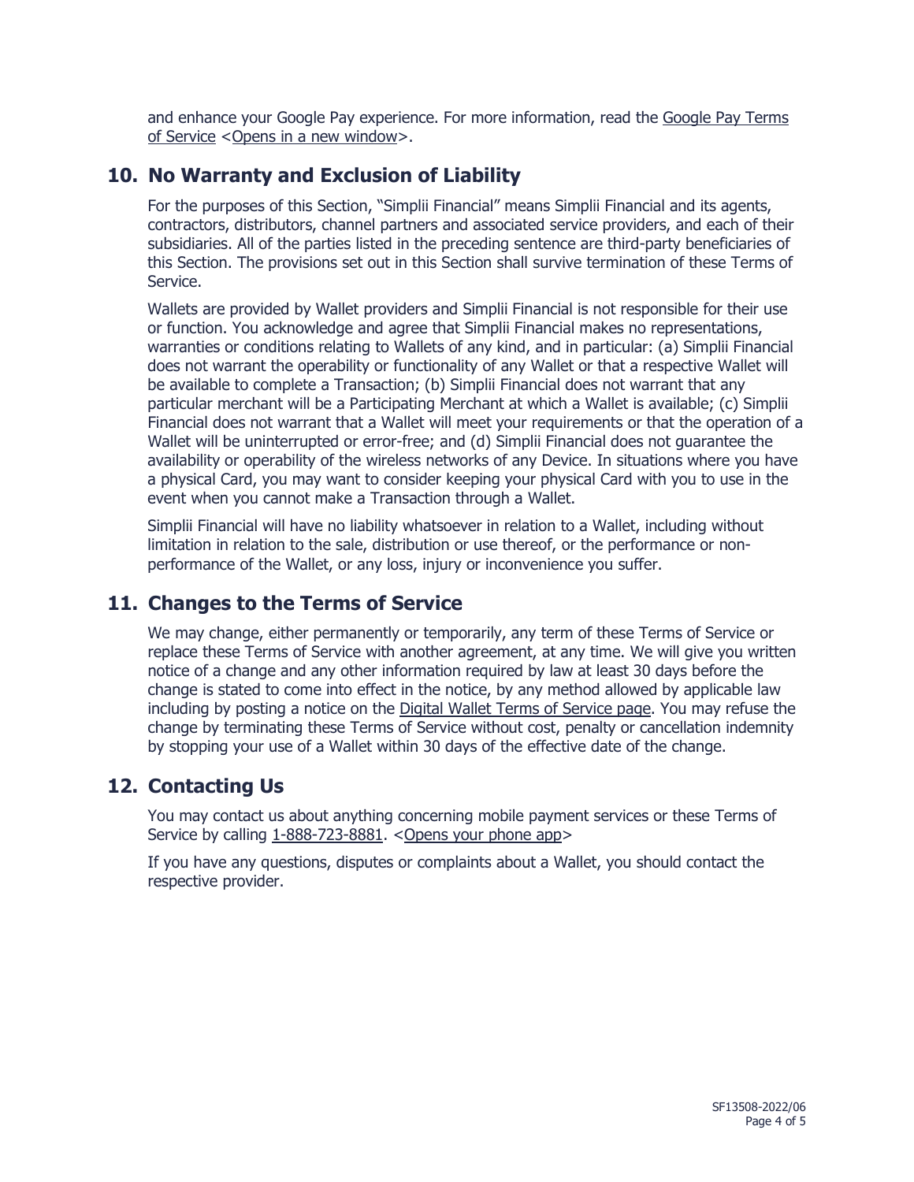and enhance your Google Pay experience. For more information, read the Google Pay Terms of Service <Opens in a new window>.

## 10. No Warranty and Exclusion of Liability

For the purposes of this Section, "Simplii Financial" means Simplii Financial and its agents, contractors, distributors, channel partners and associated service providers, and each of their subsidiaries. All of the parties listed in the preceding sentence are third-party beneficiaries of this Section. The provisions set out in this Section shall survive termination of these Terms of Service.

Wallets are provided by Wallet providers and Simplii Financial is not responsible for their use or function. You acknowledge and agree that Simplii Financial makes no representations, warranties or conditions relating to Wallets of any kind, and in particular: (a) Simplii Financial does not warrant the operability or functionality of any Wallet or that a respective Wallet will be available to complete a Transaction; (b) Simplii Financial does not warrant that any particular merchant will be a Participating Merchant at which a Wallet is available; (c) Simplii Financial does not warrant that a Wallet will meet your requirements or that the operation of a Wallet will be uninterrupted or error-free; and (d) Simplii Financial does not guarantee the availability or operability of the wireless networks of any Device. In situations where you have a physical Card, you may want to consider keeping your physical Card with you to use in the event when you cannot make a Transaction through a Wallet.

Simplii Financial will have no liability whatsoever in relation to a Wallet, including without limitation in relation to the sale, distribution or use thereof, or the performance or non-performance of the Wallet, or any loss, injury or inconvenience you suffer.

## 11. Changes to the Terms of Service

We may change, either permanently or temporarily, any term of these Terms of Service or replace these Terms of Service with another agreement, at any time. We will give you written notice of a change and any other information required by law at least 30 days before the change is stated to come into effect in the notice, by any method allowed by applicable law including by posting a notice on the Digital Wallet Terms of Service page. You may refuse the change by terminating these Terms of Service without cost, penalty or cancellation indemnity by stopping your use of a Wallet within 30 days of the effective date of the change.

## 12. Contacting Us

You may contact us about anything concerning mobile payment services or these Terms of Service by calling 1-888-723-8881. <Opens your phone app>

If you have any questions, disputes or complaints about a Wallet, you should contact the respective provider.

SF13508-2022/06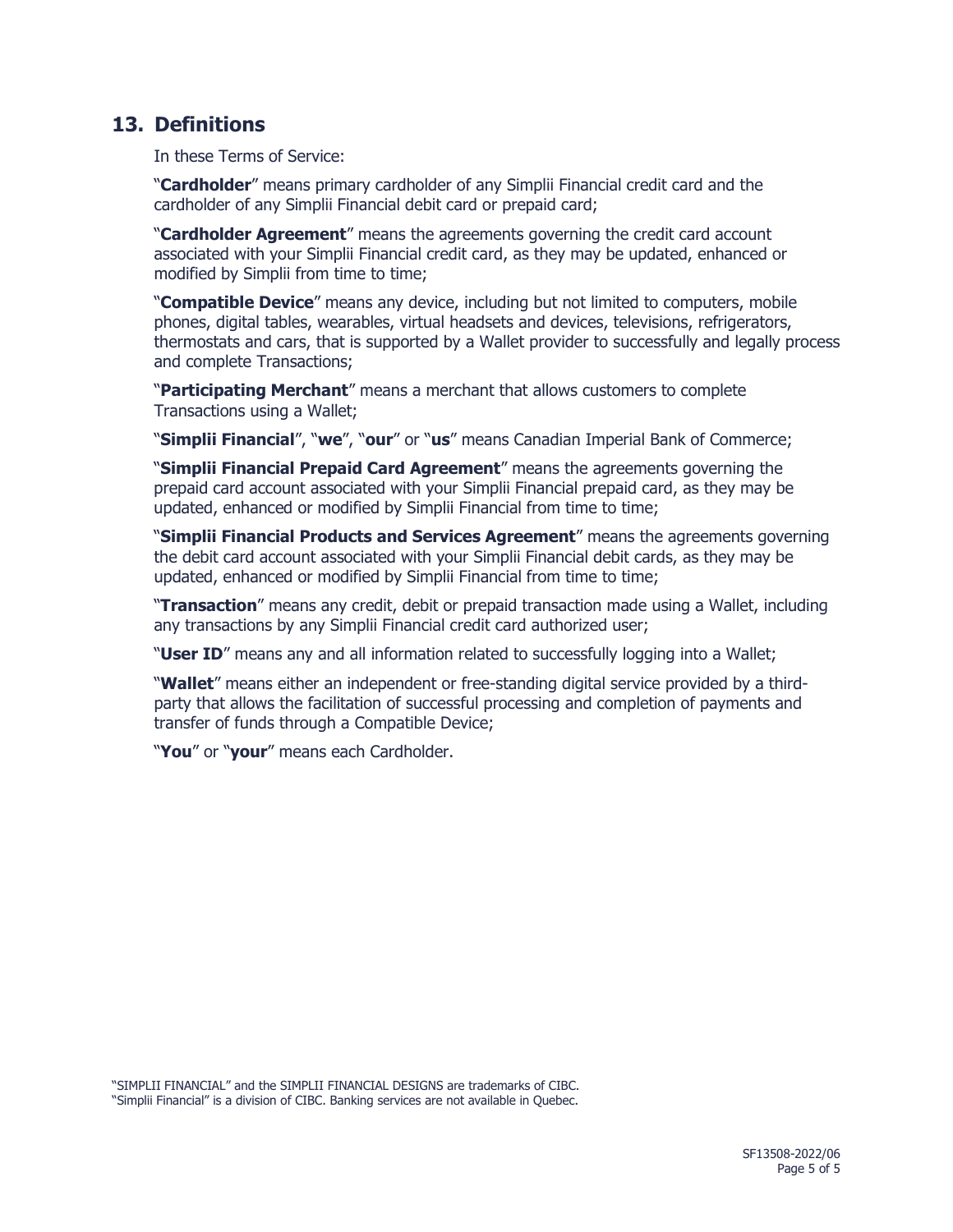## 13. Definitions

In these Terms of Service:

"**Cardholder**" means primary cardholder of any Simplii Financial credit card and the cardholder of any Simplii Financial debit card or prepaid card;

"**Cardholder Agreement**" means the agreements governing the credit card account associated with your Simplii Financial credit card, as they may be updated, enhanced or modified by Simplii from time to time;

"**Compatible Device**" means any device, including but not limited to computers, mobile phones, digital tables, wearables, virtual headsets and devices, televisions, refrigerators, thermostats and cars, that is supported by a Wallet provider to successfully and legally process and complete Transactions;

"**Participating Merchant**" means a merchant that allows customers to complete Transactions using a Wallet;

"**Simplii Financial**", "**we**", "**our**" or "**us**" means Canadian Imperial Bank of Commerce;

"**Simplii Financial Prepaid Card Agreement**" means the agreements governing the prepaid card account associated with your Simplii Financial prepaid card, as they may be updated, enhanced or modified by Simplii Financial from time to time;

"**Simplii Financial Products and Services Agreement**" means the agreements governing the debit card account associated with your Simplii Financial debit cards, as they may be updated, enhanced or modified by Simplii Financial from time to time;

"**Transaction**" means any credit, debit or prepaid transaction made using a Wallet, including any transactions by any Simplii Financial credit card authorized user;

"**User ID**" means any and all information related to successfully logging into a Wallet;

"**Wallet**" means either an independent or free-standing digital service provided by a third-party that allows the facilitation of successful processing and completion of payments and transfer of funds through a Compatible Device;

"**You**" or "**your**" means each Cardholder.

"SIMPLII FINANCIAL" and the SIMPLII FINANCIAL DESIGNS are trademarks of CIBC.
"Simplii Financial" is a division of CIBC. Banking services are not available in Quebec.

SF13508-2022/06